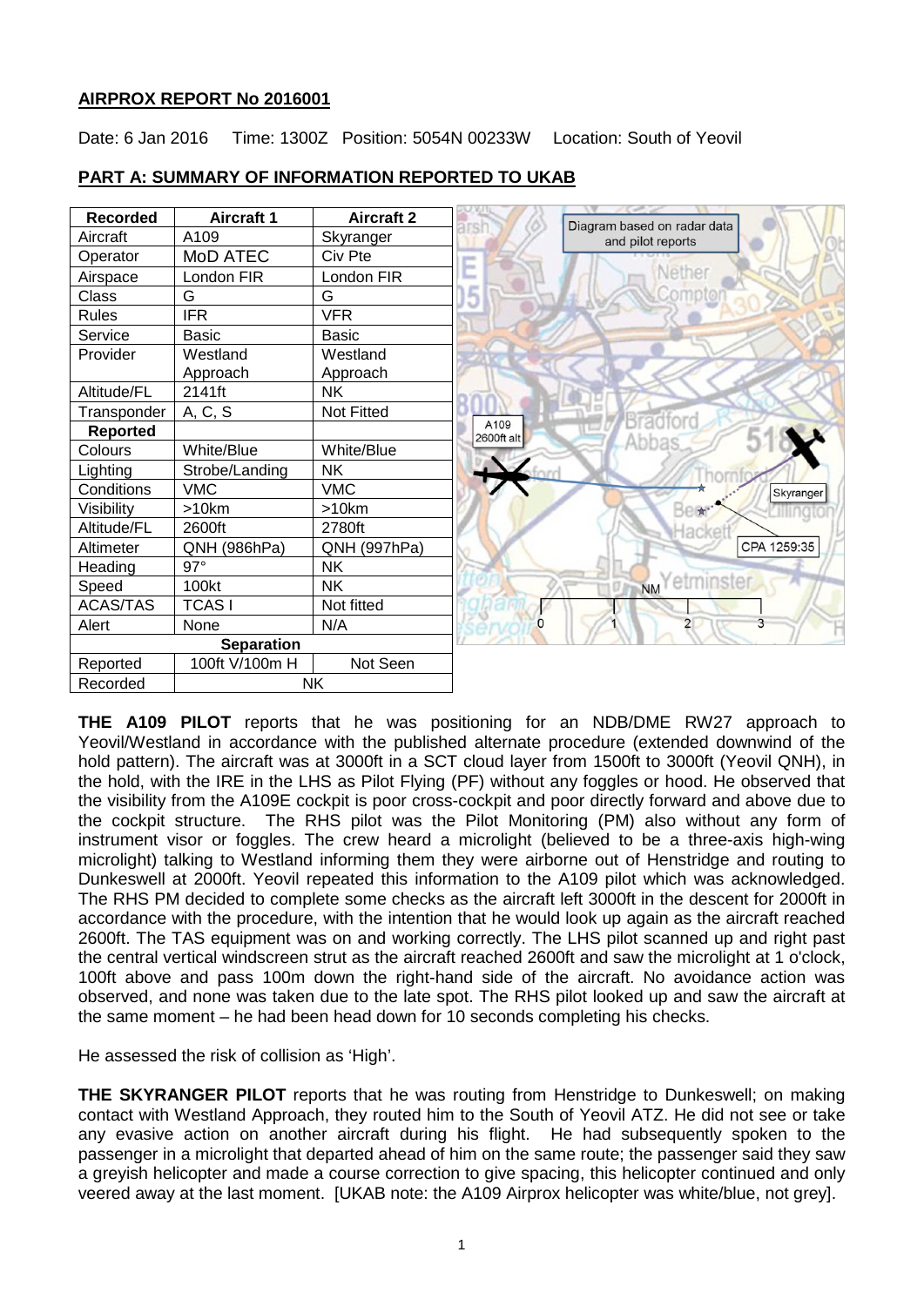## **AIRPROX REPORT No 2016001**

Date: 6 Jan 2016 Time: 1300Z Position: 5054N 00233W Location: South of Yeovil

### **PART A: SUMMARY OF INFORMATION REPORTED TO UKAB**

| **Recorded** | **Aircraft 1** | **Aircraft 2** |
| --- | --- | --- |
| Aircraft | A109 | Skyranger |
| Operator | MoD ATEC | Civ Pte |
| Airspace | London FIR | London FIR |
| Class | G | G |
| Rules | IFR | VFR |
| Service | Basic | Basic |
| Provider | Westland Approach | Westland Approach |
| Altitude/FL | 2141ft | NK |
| Transponder | A, C, S | Not Fitted |
| **Reported** | | |
| Colours | White/Blue | White/Blue |
| Lighting | Strobe/Landing | NK |
| Conditions | VMC | VMC |
| Visibility | >10km | >10km |
| Altitude/FL | 2600ft | 2780ft |
| Altimeter | QNH (986hPa) | QNH (997hPa) |
| Heading | 97° | NK |
| Speed | 100kt | NK |
| ACAS/TAS | TCAS I | Not fitted |
| Alert | None | N/A |
| **Separation** | | |
| Reported | 100ft V/100m H | Not Seen |
| Recorded | NK | |

Diagram based on radar data and pilot reports

A109 2600ft alt

Skyranger

CPA 1259:35

**THE A109 PILOT** reports that he was positioning for an NDB/DME RW27 approach to Yeovil/Westland in accordance with the published alternate procedure (extended downwind of the hold pattern). The aircraft was at 3000ft in a SCT cloud layer from 1500ft to 3000ft (Yeovil QNH), in the hold, with the IRE in the LHS as Pilot Flying (PF) without any foggles or hood. He observed that the visibility from the A109E cockpit is poor cross-cockpit and poor directly forward and above due to the cockpit structure. The RHS pilot was the Pilot Monitoring (PM) also without any form of instrument visor or foggles. The crew heard a microlight (believed to be a three-axis high-wing microlight) talking to Westland informing them they were airborne out of Henstridge and routing to Dunkeswell at 2000ft. Yeovil repeated this information to the A109 pilot which was acknowledged. The RHS PM decided to complete some checks as the aircraft left 3000ft in the descent for 2000ft in accordance with the procedure, with the intention that he would look up again as the aircraft reached 2600ft. The TAS equipment was on and working correctly. The LHS pilot scanned up and right past the central vertical windscreen strut as the aircraft reached 2600ft and saw the microlight at 1 o'clock, 100ft above and pass 100m down the right-hand side of the aircraft. No avoidance action was observed, and none was taken due to the late spot. The RHS pilot looked up and saw the aircraft at the same moment – he had been head down for 10 seconds completing his checks.

He assessed the risk of collision as 'High'.

**THE SKYRANGER PILOT** reports that he was routing from Henstridge to Dunkeswell; on making contact with Westland Approach, they routed him to the South of Yeovil ATZ. He did not see or take any evasive action on another aircraft during his flight. He had subsequently spoken to the passenger in a microlight that departed ahead of him on the same route; the passenger said they saw a greyish helicopter and made a course correction to give spacing, this helicopter continued and only veered away at the last moment. [UKAB note: the A109 Airprox helicopter was white/blue, not grey].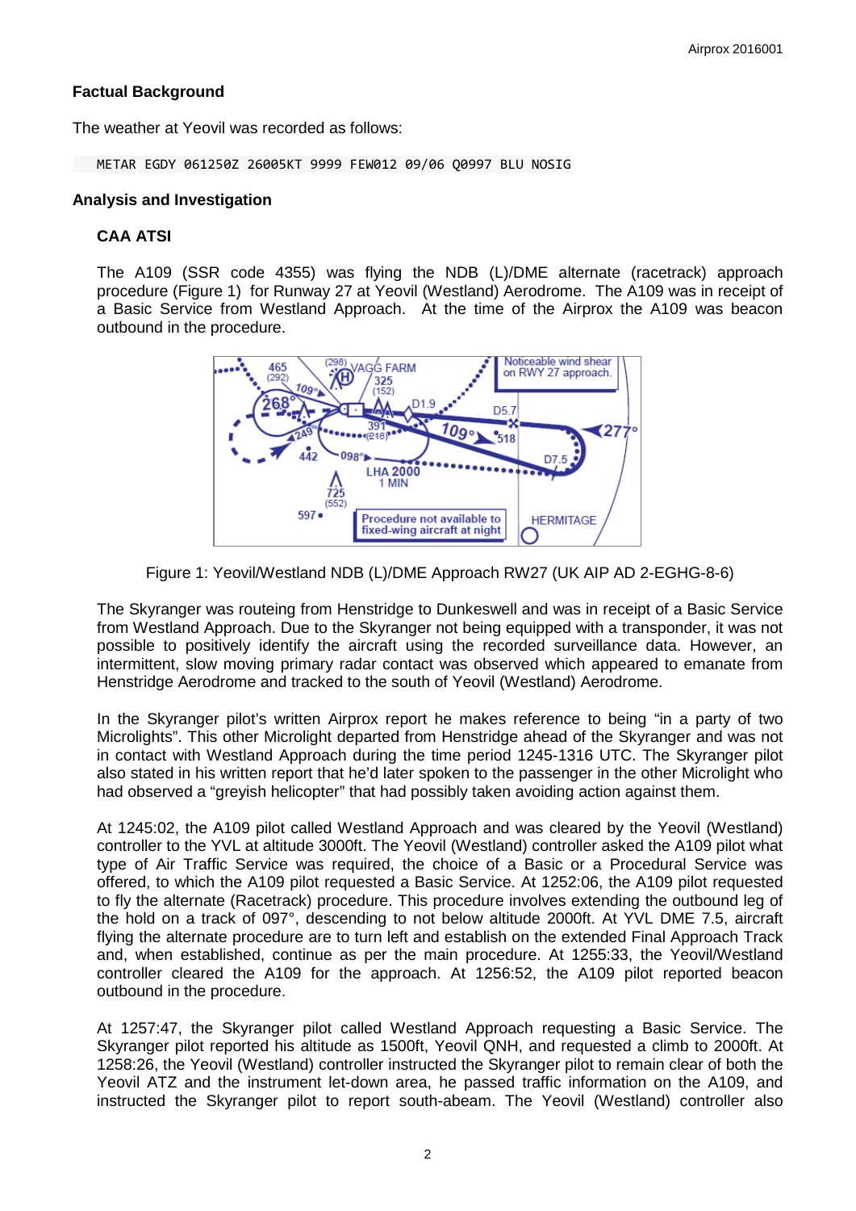## Factual Background

The weather at Yeovil was recorded as follows:

```
METAR EGDY 061250Z 26005KT 9999 FEW012 09/06 Q0997 BLU NOSIG
```

## Analysis and Investigation

### CAA ATSI

The A109 (SSR code 4355) was flying the NDB (L)/DME alternate (racetrack) approach procedure (Figure 1) for Runway 27 at Yeovil (Westland) Aerodrome. The A109 was in receipt of a Basic Service from Westland Approach. At the time of the Airprox the A109 was beacon outbound in the procedure.

Figure 1: Yeovil/Westland NDB (L)/DME Approach RW27 (UK AIP AD 2-EGHG-8-6)

The Skyranger was routeing from Henstridge to Dunkeswell and was in receipt of a Basic Service from Westland Approach. Due to the Skyranger not being equipped with a transponder, it was not possible to positively identify the aircraft using the recorded surveillance data. However, an intermittent, slow moving primary radar contact was observed which appeared to emanate from Henstridge Aerodrome and tracked to the south of Yeovil (Westland) Aerodrome.

In the Skyranger pilot's written Airprox report he makes reference to being "in a party of two Microlights". This other Microlight departed from Henstridge ahead of the Skyranger and was not in contact with Westland Approach during the time period 1245-1316 UTC. The Skyranger pilot also stated in his written report that he'd later spoken to the passenger in the other Microlight who had observed a "greyish helicopter" that had possibly taken avoiding action against them.

At 1245:02, the A109 pilot called Westland Approach and was cleared by the Yeovil (Westland) controller to the YVL at altitude 3000ft. The Yeovil (Westland) controller asked the A109 pilot what type of Air Traffic Service was required, the choice of a Basic or a Procedural Service was offered, to which the A109 pilot requested a Basic Service. At 1252:06, the A109 pilot requested to fly the alternate (Racetrack) procedure. This procedure involves extending the outbound leg of the hold on a track of 097°, descending to not below altitude 2000ft. At YVL DME 7.5, aircraft flying the alternate procedure are to turn left and establish on the extended Final Approach Track and, when established, continue as per the main procedure. At 1255:33, the Yeovil/Westland controller cleared the A109 for the approach. At 1256:52, the A109 pilot reported beacon outbound in the procedure.

At 1257:47, the Skyranger pilot called Westland Approach requesting a Basic Service. The Skyranger pilot reported his altitude as 1500ft, Yeovil QNH, and requested a climb to 2000ft. At 1258:26, the Yeovil (Westland) controller instructed the Skyranger pilot to remain clear of both the Yeovil ATZ and the instrument let-down area, he passed traffic information on the A109, and instructed the Skyranger pilot to report south-abeam. The Yeovil (Westland) controller also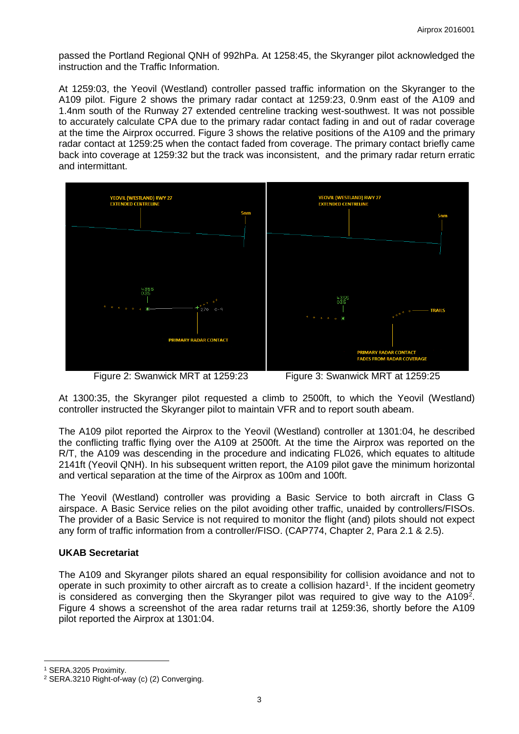passed the Portland Regional QNH of 992hPa. At 1258:45, the Skyranger pilot acknowledged the instruction and the Traffic Information.

At 1259:03, the Yeovil (Westland) controller passed traffic information on the Skyranger to the A109 pilot. Figure 2 shows the primary radar contact at 1259:23, 0.9nm east of the A109 and 1.4nm south of the Runway 27 extended centreline tracking west-southwest. It was not possible to accurately calculate CPA due to the primary radar contact fading in and out of radar coverage at the time the Airprox occurred. Figure 3 shows the relative positions of the A109 and the primary radar contact at 1259:25 when the contact faded from coverage. The primary contact briefly came back into coverage at 1259:32 but the track was inconsistent, and the primary radar return erratic and intermittant.

Figure 2: Swanwick MRT at 1259:23

Figure 3: Swanwick MRT at 1259:25

At 1300:35, the Skyranger pilot requested a climb to 2500ft, to which the Yeovil (Westland) controller instructed the Skyranger pilot to maintain VFR and to report south abeam.

The A109 pilot reported the Airprox to the Yeovil (Westland) controller at 1301:04, he described the conflicting traffic flying over the A109 at 2500ft. At the time the Airprox was reported on the R/T, the A109 was descending in the procedure and indicating FL026, which equates to altitude 2141ft (Yeovil QNH). In his subsequent written report, the A109 pilot gave the minimum horizontal and vertical separation at the time of the Airprox as 100m and 100ft.

The Yeovil (Westland) controller was providing a Basic Service to both aircraft in Class G airspace. A Basic Service relies on the pilot avoiding other traffic, unaided by controllers/FISOs. The provider of a Basic Service is not required to monitor the flight (and) pilots should not expect any form of traffic information from a controller/FISO. (CAP774, Chapter 2, Para 2.1 & 2.5).

**UKAB Secretariat**

The A109 and Skyranger pilots shared an equal responsibility for collision avoidance and not to operate in such proximity to other aircraft as to create a collision hazard[1]. If the incident geometry is considered as converging then the Skyranger pilot was required to give way to the A109[2]. Figure 4 shows a screenshot of the area radar returns trail at 1259:36, shortly before the A109 pilot reported the Airprox at 1301:04.

[1] SERA.3205 Proximity.

[2] SERA.3210 Right-of-way (c) (2) Converging.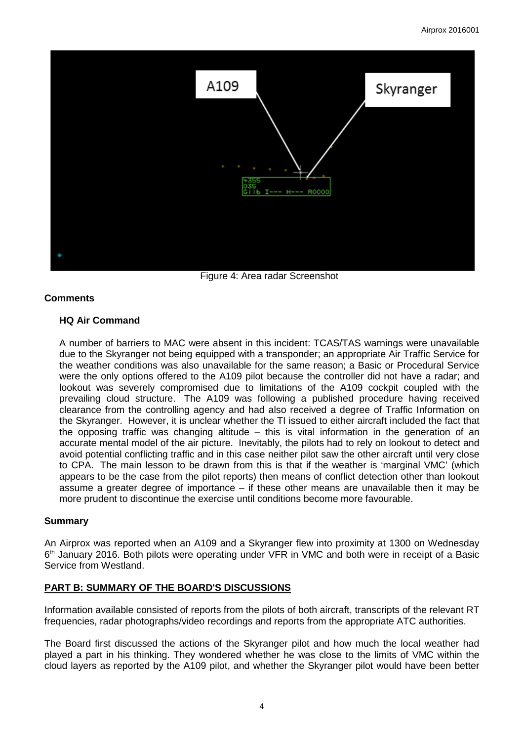Figure 4: Area radar Screenshot

## Comments

### HQ Air Command

A number of barriers to MAC were absent in this incident: TCAS/TAS warnings were unavailable due to the Skyranger not being equipped with a transponder; an appropriate Air Traffic Service for the weather conditions was also unavailable for the same reason; a Basic or Procedural Service were the only options offered to the A109 pilot because the controller did not have a radar; and lookout was severely compromised due to limitations of the A109 cockpit coupled with the prevailing cloud structure. The A109 was following a published procedure having received clearance from the controlling agency and had also received a degree of Traffic Information on the Skyranger. However, it is unclear whether the TI issued to either aircraft included the fact that the opposing traffic was changing altitude – this is vital information in the generation of an accurate mental model of the air picture. Inevitably, the pilots had to rely on lookout to detect and avoid potential conflicting traffic and in this case neither pilot saw the other aircraft until very close to CPA. The main lesson to be drawn from this is that if the weather is 'marginal VMC' (which appears to be the case from the pilot reports) then means of conflict detection other than lookout assume a greater degree of importance – if these other means are unavailable then it may be more prudent to discontinue the exercise until conditions become more favourable.

## Summary

An Airprox was reported when an A109 and a Skyranger flew into proximity at 1300 on Wednesday 6th January 2016. Both pilots were operating under VFR in VMC and both were in receipt of a Basic Service from Westland.

## PART B: SUMMARY OF THE BOARD'S DISCUSSIONS

Information available consisted of reports from the pilots of both aircraft, transcripts of the relevant RT frequencies, radar photographs/video recordings and reports from the appropriate ATC authorities.

The Board first discussed the actions of the Skyranger pilot and how much the local weather had played a part in his thinking. They wondered whether he was close to the limits of VMC within the cloud layers as reported by the A109 pilot, and whether the Skyranger pilot would have been better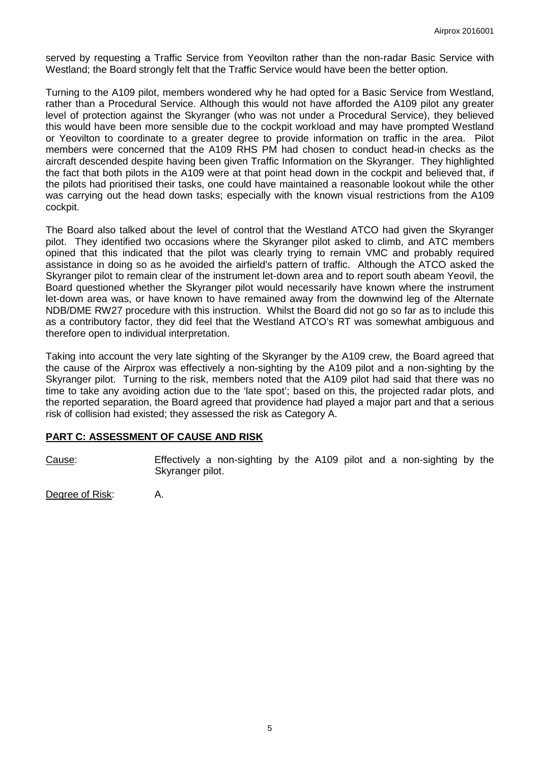served by requesting a Traffic Service from Yeovilton rather than the non-radar Basic Service with Westland; the Board strongly felt that the Traffic Service would have been the better option.

Turning to the A109 pilot, members wondered why he had opted for a Basic Service from Westland, rather than a Procedural Service. Although this would not have afforded the A109 pilot any greater level of protection against the Skyranger (who was not under a Procedural Service), they believed this would have been more sensible due to the cockpit workload and may have prompted Westland or Yeovilton to coordinate to a greater degree to provide information on traffic in the area. Pilot members were concerned that the A109 RHS PM had chosen to conduct head-in checks as the aircraft descended despite having been given Traffic Information on the Skyranger. They highlighted the fact that both pilots in the A109 were at that point head down in the cockpit and believed that, if the pilots had prioritised their tasks, one could have maintained a reasonable lookout while the other was carrying out the head down tasks; especially with the known visual restrictions from the A109 cockpit.

The Board also talked about the level of control that the Westland ATCO had given the Skyranger pilot. They identified two occasions where the Skyranger pilot asked to climb, and ATC members opined that this indicated that the pilot was clearly trying to remain VMC and probably required assistance in doing so as he avoided the airfield's pattern of traffic. Although the ATCO asked the Skyranger pilot to remain clear of the instrument let-down area and to report south abeam Yeovil, the Board questioned whether the Skyranger pilot would necessarily have known where the instrument let-down area was, or have known to have remained away from the downwind leg of the Alternate NDB/DME RW27 procedure with this instruction. Whilst the Board did not go so far as to include this as a contributory factor, they did feel that the Westland ATCO's RT was somewhat ambiguous and therefore open to individual interpretation.

Taking into account the very late sighting of the Skyranger by the A109 crew, the Board agreed that the cause of the Airprox was effectively a non-sighting by the A109 pilot and a non-sighting by the Skyranger pilot. Turning to the risk, members noted that the A109 pilot had said that there was no time to take any avoiding action due to the 'late spot'; based on this, the projected radar plots, and the reported separation, the Board agreed that providence had played a major part and that a serious risk of collision had existed; they assessed the risk as Category A.

## PART C: ASSESSMENT OF CAUSE AND RISK

Cause: Effectively a non-sighting by the A109 pilot and a non-sighting by the Skyranger pilot.

Degree of Risk: A.